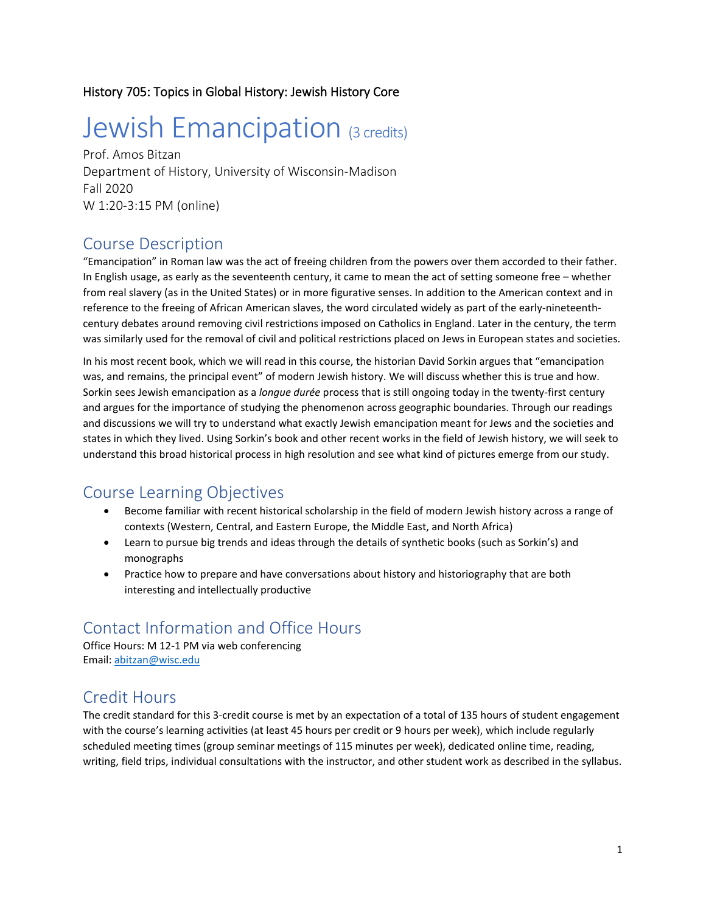History 705: Topics in Global History: Jewish History Core

# Jewish Emancipation (3 credits)

Prof. Amos Bitzan
Department of History, University of Wisconsin-Madison
Fall 2020
W 1:20-3:15 PM (online)

## Course Description

"Emancipation" in Roman law was the act of freeing children from the powers over them accorded to their father. In English usage, as early as the seventeenth century, it came to mean the act of setting someone free – whether from real slavery (as in the United States) or in more figurative senses. In addition to the American context and in reference to the freeing of African American slaves, the word circulated widely as part of the early-nineteenth-century debates around removing civil restrictions imposed on Catholics in England. Later in the century, the term was similarly used for the removal of civil and political restrictions placed on Jews in European states and societies.

In his most recent book, which we will read in this course, the historian David Sorkin argues that "emancipation was, and remains, the principal event" of modern Jewish history. We will discuss whether this is true and how. Sorkin sees Jewish emancipation as a *longue durée* process that is still ongoing today in the twenty-first century and argues for the importance of studying the phenomenon across geographic boundaries. Through our readings and discussions we will try to understand what exactly Jewish emancipation meant for Jews and the societies and states in which they lived. Using Sorkin's book and other recent works in the field of Jewish history, we will seek to understand this broad historical process in high resolution and see what kind of pictures emerge from our study.

## Course Learning Objectives

- Become familiar with recent historical scholarship in the field of modern Jewish history across a range of contexts (Western, Central, and Eastern Europe, the Middle East, and North Africa)
- Learn to pursue big trends and ideas through the details of synthetic books (such as Sorkin's) and monographs
- Practice how to prepare and have conversations about history and historiography that are both interesting and intellectually productive

## Contact Information and Office Hours

Office Hours: M 12-1 PM via web conferencing
Email: abitzan@wisc.edu

## Credit Hours

The credit standard for this 3-credit course is met by an expectation of a total of 135 hours of student engagement with the course's learning activities (at least 45 hours per credit or 9 hours per week), which include regularly scheduled meeting times (group seminar meetings of 115 minutes per week), dedicated online time, reading, writing, field trips, individual consultations with the instructor, and other student work as described in the syllabus.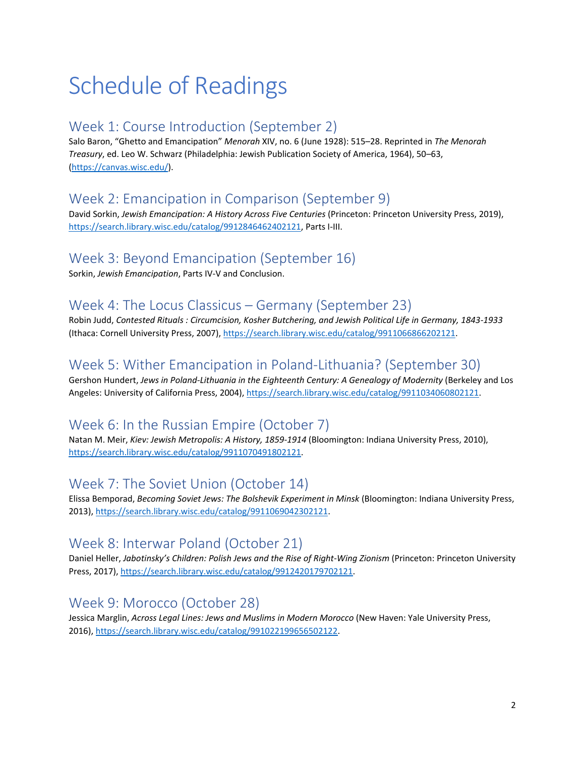# Schedule of Readings

## Week 1: Course Introduction (September 2)

Salo Baron, "Ghetto and Emancipation" *Menorah* XIV, no. 6 (June 1928): 515–28. Reprinted in *The Menorah Treasury*, ed. Leo W. Schwarz (Philadelphia: Jewish Publication Society of America, 1964), 50–63, (https://canvas.wisc.edu/).

## Week 2: Emancipation in Comparison (September 9)

David Sorkin, *Jewish Emancipation: A History Across Five Centuries* (Princeton: Princeton University Press, 2019), https://search.library.wisc.edu/catalog/9912846462402121, Parts I-III.

## Week 3: Beyond Emancipation (September 16)

Sorkin, *Jewish Emancipation*, Parts IV-V and Conclusion.

## Week 4: The Locus Classicus – Germany (September 23)

Robin Judd, *Contested Rituals : Circumcision, Kosher Butchering, and Jewish Political Life in Germany, 1843-1933* (Ithaca: Cornell University Press, 2007), https://search.library.wisc.edu/catalog/9911066866202121.

## Week 5: Wither Emancipation in Poland-Lithuania? (September 30)

Gershon Hundert, *Jews in Poland-Lithuania in the Eighteenth Century: A Genealogy of Modernity* (Berkeley and Los Angeles: University of California Press, 2004), https://search.library.wisc.edu/catalog/9911034060802121.

## Week 6: In the Russian Empire (October 7)

Natan M. Meir, *Kiev: Jewish Metropolis: A History, 1859-1914* (Bloomington: Indiana University Press, 2010), https://search.library.wisc.edu/catalog/9911070491802121.

## Week 7: The Soviet Union (October 14)

Elissa Bemporad, *Becoming Soviet Jews: The Bolshevik Experiment in Minsk* (Bloomington: Indiana University Press, 2013), https://search.library.wisc.edu/catalog/9911069042302121.

## Week 8: Interwar Poland (October 21)

Daniel Heller, *Jabotinsky's Children: Polish Jews and the Rise of Right-Wing Zionism* (Princeton: Princeton University Press, 2017), https://search.library.wisc.edu/catalog/9912420179702121.

## Week 9: Morocco (October 28)

Jessica Marglin, *Across Legal Lines: Jews and Muslims in Modern Morocco* (New Haven: Yale University Press, 2016), https://search.library.wisc.edu/catalog/991022199656502122.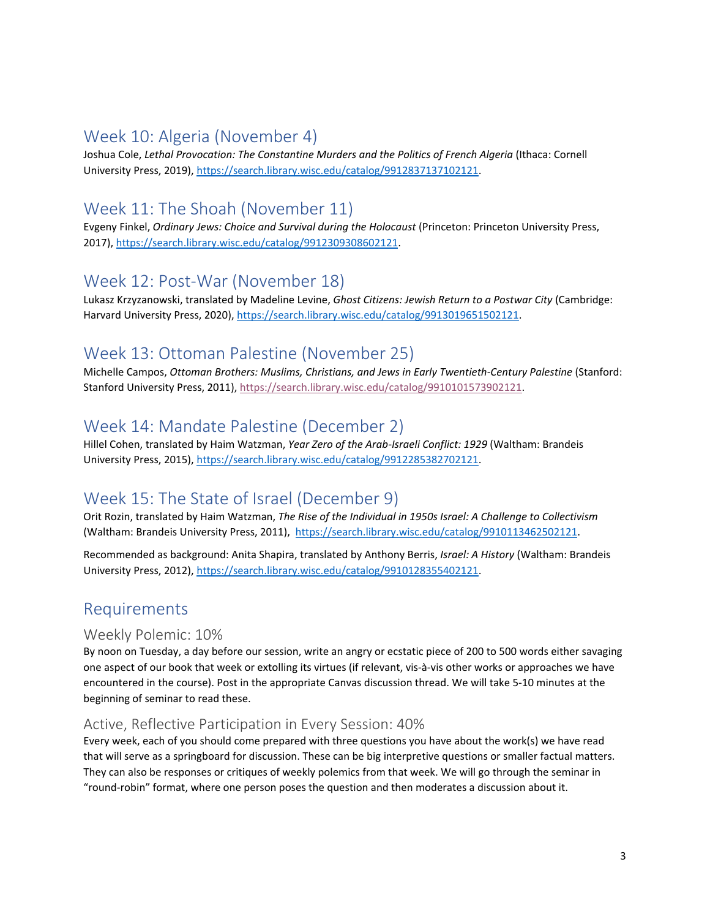## Week 10: Algeria (November 4)

Joshua Cole, *Lethal Provocation: The Constantine Murders and the Politics of French Algeria* (Ithaca: Cornell University Press, 2019), https://search.library.wisc.edu/catalog/9912837137102121.

## Week 11: The Shoah (November 11)

Evgeny Finkel, *Ordinary Jews: Choice and Survival during the Holocaust* (Princeton: Princeton University Press, 2017), https://search.library.wisc.edu/catalog/9912309308602121.

## Week 12: Post-War (November 18)

Lukasz Krzyzanowski, translated by Madeline Levine, *Ghost Citizens: Jewish Return to a Postwar City* (Cambridge: Harvard University Press, 2020), https://search.library.wisc.edu/catalog/9913019651502121.

## Week 13: Ottoman Palestine (November 25)

Michelle Campos, *Ottoman Brothers: Muslims, Christians, and Jews in Early Twentieth-Century Palestine* (Stanford: Stanford University Press, 2011), https://search.library.wisc.edu/catalog/9910101573902121.

## Week 14: Mandate Palestine (December 2)

Hillel Cohen, translated by Haim Watzman, *Year Zero of the Arab-Israeli Conflict: 1929* (Waltham: Brandeis University Press, 2015), https://search.library.wisc.edu/catalog/9912285382702121.

## Week 15: The State of Israel (December 9)

Orit Rozin, translated by Haim Watzman, *The Rise of the Individual in 1950s Israel: A Challenge to Collectivism* (Waltham: Brandeis University Press, 2011), https://search.library.wisc.edu/catalog/9910113462502121.

Recommended as background: Anita Shapira, translated by Anthony Berris, *Israel: A History* (Waltham: Brandeis University Press, 2012), https://search.library.wisc.edu/catalog/9910128355402121.

## Requirements

### Weekly Polemic: 10%

By noon on Tuesday, a day before our session, write an angry or ecstatic piece of 200 to 500 words either savaging one aspect of our book that week or extolling its virtues (if relevant, vis-à-vis other works or approaches we have encountered in the course). Post in the appropriate Canvas discussion thread. We will take 5-10 minutes at the beginning of seminar to read these.

### Active, Reflective Participation in Every Session: 40%

Every week, each of you should come prepared with three questions you have about the work(s) we have read that will serve as a springboard for discussion. These can be big interpretive questions or smaller factual matters. They can also be responses or critiques of weekly polemics from that week. We will go through the seminar in "round-robin" format, where one person poses the question and then moderates a discussion about it.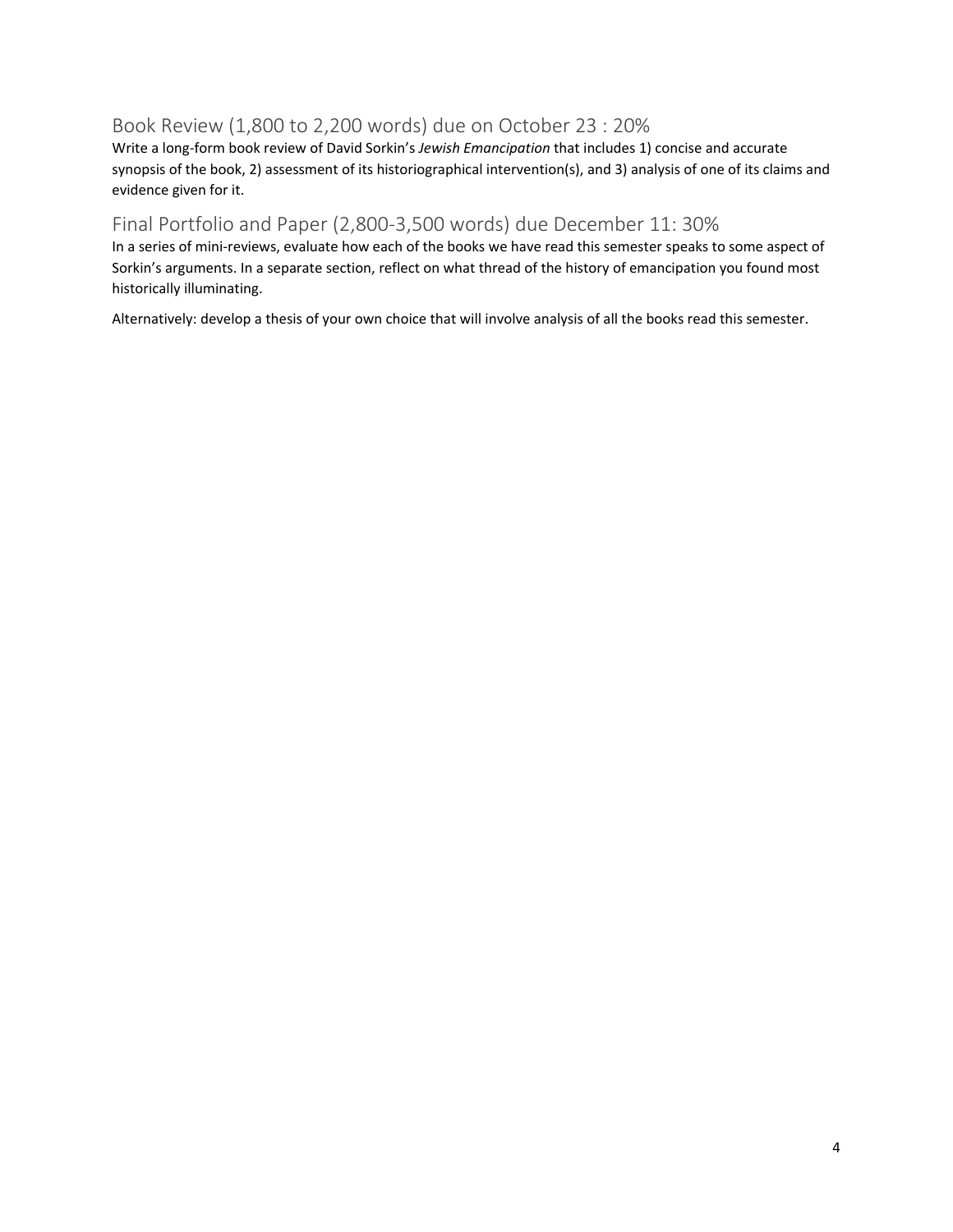## Book Review (1,800 to 2,200 words) due on October 23 : 20%

Write a long-form book review of David Sorkin's *Jewish Emancipation* that includes 1) concise and accurate synopsis of the book, 2) assessment of its historiographical intervention(s), and 3) analysis of one of its claims and evidence given for it.

## Final Portfolio and Paper (2,800-3,500 words) due December 11: 30%

In a series of mini-reviews, evaluate how each of the books we have read this semester speaks to some aspect of Sorkin's arguments. In a separate section, reflect on what thread of the history of emancipation you found most historically illuminating.

Alternatively: develop a thesis of your own choice that will involve analysis of all the books read this semester.